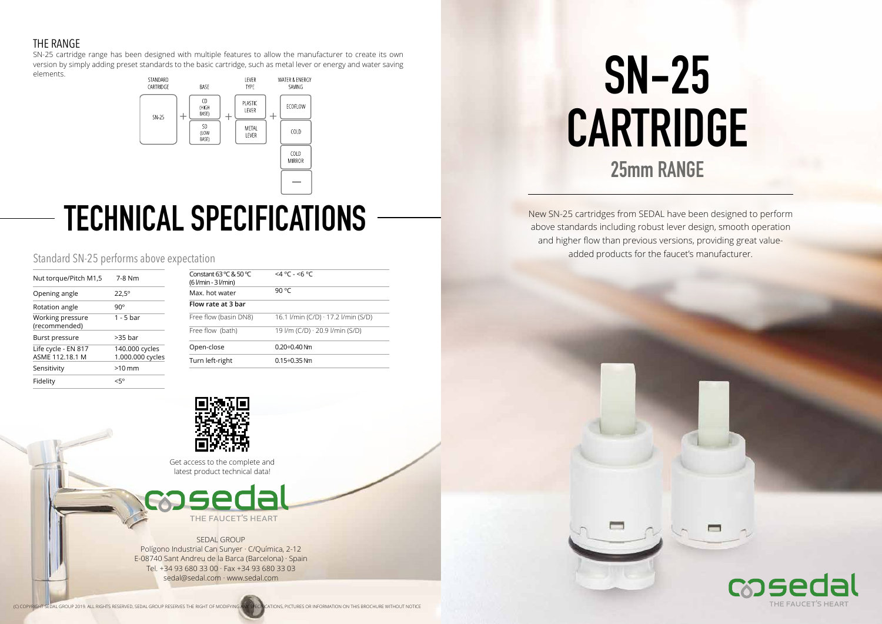## THE RANGE

SN-25 cartridge range has been designed with multiple features to allow the manufacturer to create its own version by simply adding preset standards to the basic cartridge, such as metal lever or energy and water saving elements.

| STANDARD CARTRIDGE | | BASE | | LEVER TYPE | | WATER & ENERGY SAVING |
|---|---|---|---|---|---|---|
| SN-25 | + | CD (HIGH BASE) | + | PLASTIC LEVER | + | ECOFLOW |
| | | SD (LOW BASE) | | METAL LEVER | | COLD |
| | | | | | | COLD MIRROR |
| | | | | | | — |

# TECHNICAL SPECIFICATIONS

### Standard SN-25 performs above expectation

| | |
|---|---|
| Nut torque/Pitch M1,5 | 7-8 Nm |
| Opening angle | 22,5° |
| Rotation angle | 90° |
| Working pressure (recommended) | 1 - 5 bar |
| Burst pressure | >35 bar |
| Life cycle - EN 817<br>ASME 112.18.1 M | 140.000 cycles<br>1.000.000 cycles |
| Sensitivity | >10 mm |
| Fidelity | <5° |

| | |
|---|---|
| Constant 63 °C & 50 °C (6 l/min - 3 l/min) | <4 °C - <6 °C |
| Max. hot water | 90 °C |
| **Flow rate at 3 bar** | |
| Free flow (basin DN8) | 16.1 l/min (C/D) · 17.2 l/min (S/D) |
| Free flow (bath) | 19 l/m (C/D) · 20.9 l/min (S/D) |
| Open-close | 0.20÷0.40 Nm |
| Turn left-right | 0.15÷0.35 Nm |

Get access to the complete and latest product technical data!

sedal
THE FAUCET'S HEART

SEDAL GROUP
Polígono Industrial Can Sunyer · C/Química, 2-12
E-08740 Sant Andreu de la Barca (Barcelona) · Spain
Tel. +34 93 680 33 00 · Fax +34 93 680 33 03
sedal@sedal.com · www.sedal.com

(C) COPYRIGHT SEDAL GROUP 2019. ALL RIGHTS RESERVED, SEDAL GROUP RESERVES THE RIGHT OF MODIFYING ANY SPECIFICATIONS, PICTURES OR INFORMATION ON THIS BROCHURE WITHOUT NOTICE

# SN-25 CARTRIDGE

## 25mm RANGE

New SN-25 cartridges from SEDAL have been designed to perform above standards including robust lever design, smooth operation and higher flow than previous versions, providing great value-added products for the faucet's manufacturer.

sedal
THE FAUCET'S HEART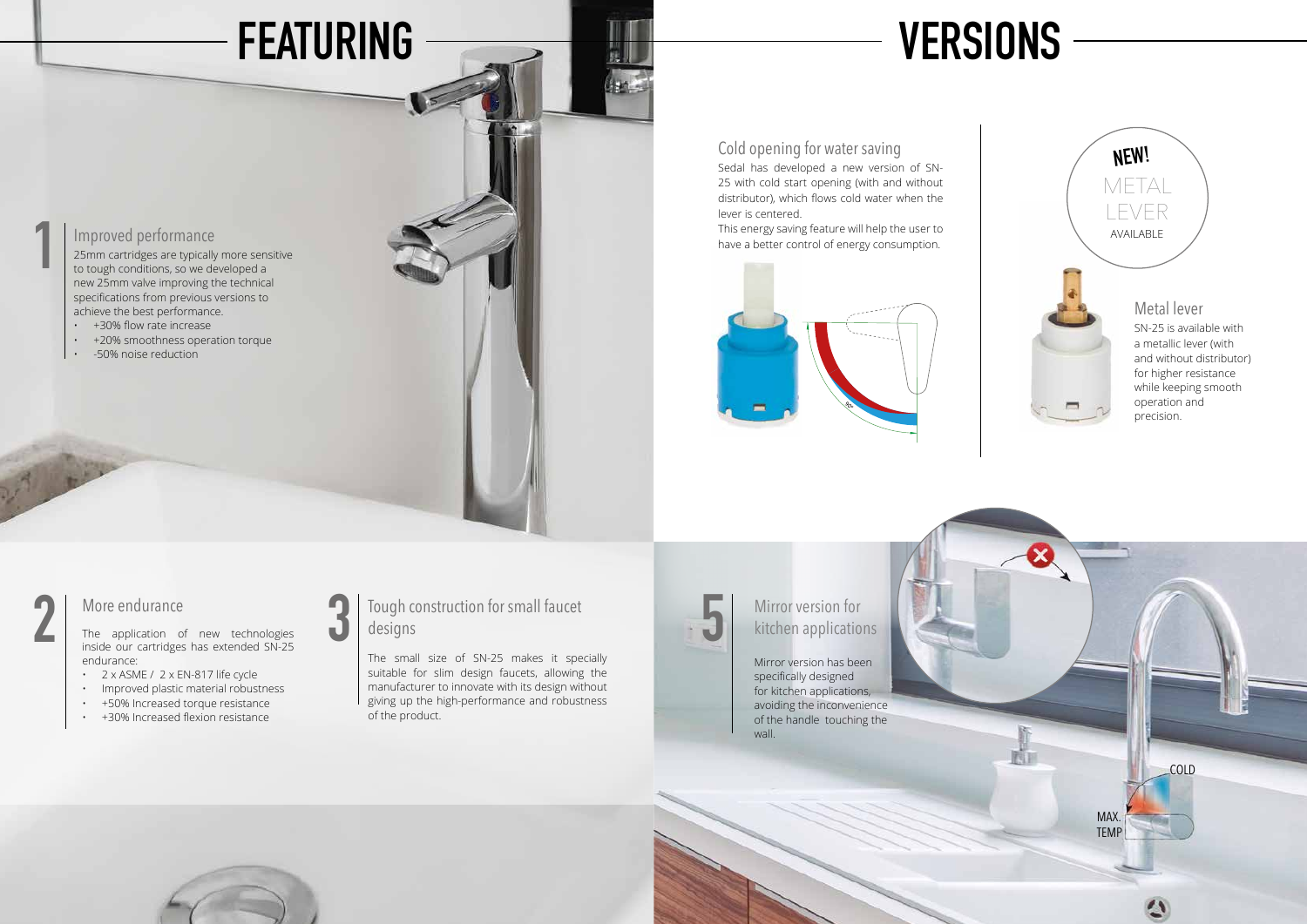# FEATURING

## 1 Improved performance

25mm cartridges are typically more sensitive to tough conditions, so we developed a new 25mm valve improving the technical specifications from previous versions to achieve the best performance.

- +30% flow rate increase
- +20% smoothness operation torque
- -50% noise reduction

## 2 More endurance

The application of new technologies inside our cartridges has extended SN-25 endurance:

- 2 x ASME / 2 x EN-817 life cycle
- Improved plastic material robustness
- +50% Increased torque resistance
- +30% Increased flexion resistance

## 3 Tough construction for small faucet designs

The small size of SN-25 makes it specially suitable for slim design faucets, allowing the manufacturer to innovate with its design without giving up the high-performance and robustness of the product.

# VERSIONS

## Cold opening for water saving

Sedal has developed a new version of SN-25 with cold start opening (with and without distributor), which flows cold water when the lever is centered.

This energy saving feature will help the user to have a better control of energy consumption.

NEW! METAL LEVER AVAILABLE

## Metal lever

SN-25 is available with a metallic lever (with and without distributor) for higher resistance while keeping smooth operation and precision.

## 5 Mirror version for kitchen applications

Mirror version has been specifically designed for kitchen applications, avoiding the inconvenience of the handle touching the wall.

COLD

MAX. TEMP